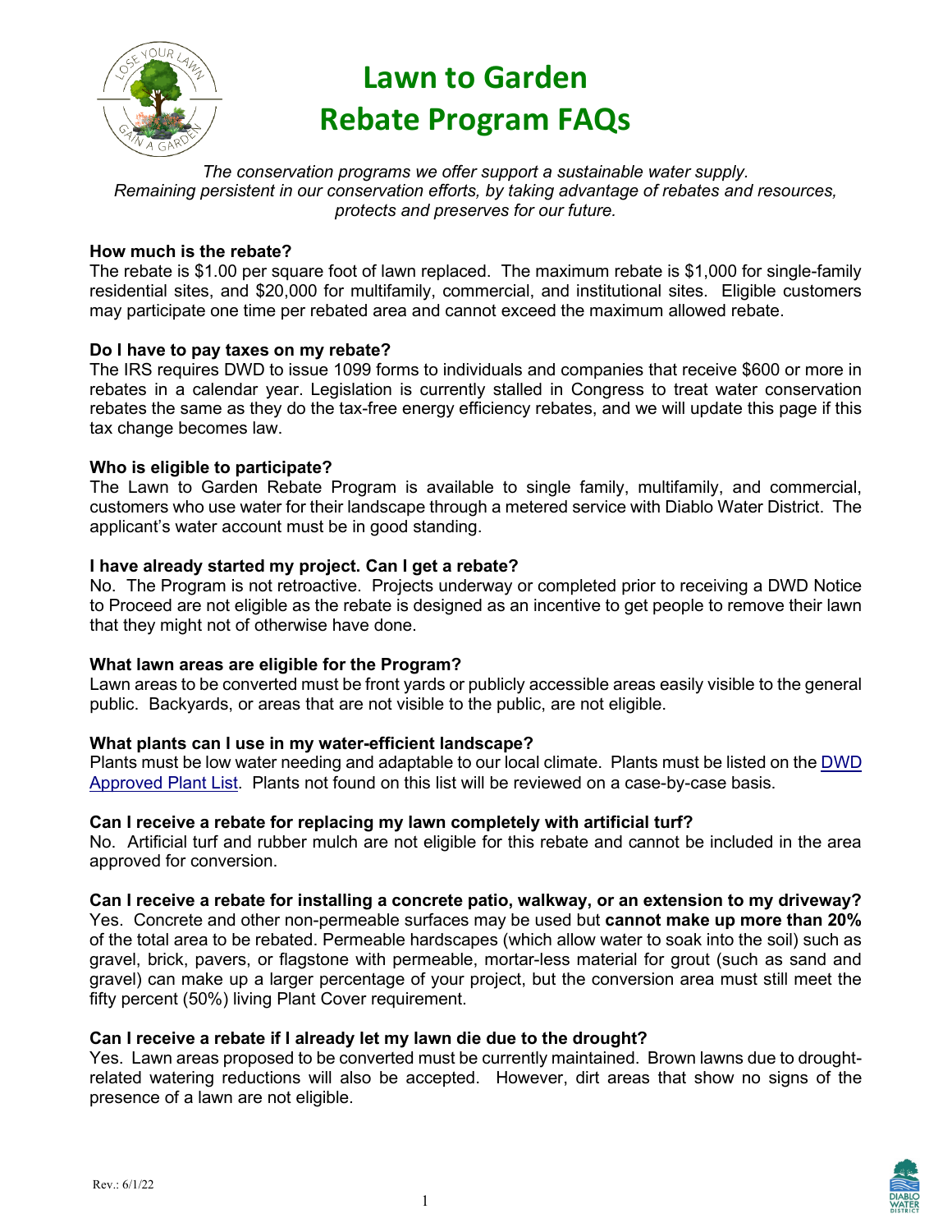# Lawn to Garden Rebate Program FAQs

*The conservation programs we offer support a sustainable water supply. Remaining persistent in our conservation efforts, by taking advantage of rebates and resources, protects and preserves for our future.*

**How much is the rebate?**

The rebate is $1.00 per square foot of lawn replaced. The maximum rebate is $1,000 for single-family residential sites, and $20,000 for multifamily, commercial, and institutional sites. Eligible customers may participate one time per rebated area and cannot exceed the maximum allowed rebate.

**Do I have to pay taxes on my rebate?**

The IRS requires DWD to issue 1099 forms to individuals and companies that receive $600 or more in rebates in a calendar year. Legislation is currently stalled in Congress to treat water conservation rebates the same as they do the tax-free energy efficiency rebates, and we will update this page if this tax change becomes law.

**Who is eligible to participate?**

The Lawn to Garden Rebate Program is available to single family, multifamily, and commercial, customers who use water for their landscape through a metered service with Diablo Water District. The applicant's water account must be in good standing.

**I have already started my project. Can I get a rebate?**

No. The Program is not retroactive. Projects underway or completed prior to receiving a DWD Notice to Proceed are not eligible as the rebate is designed as an incentive to get people to remove their lawn that they might not of otherwise have done.

**What lawn areas are eligible for the Program?**

Lawn areas to be converted must be front yards or publicly accessible areas easily visible to the general public. Backyards, or areas that are not visible to the public, are not eligible.

**What plants can I use in my water-efficient landscape?**

Plants must be low water needing and adaptable to our local climate. Plants must be listed on the DWD Approved Plant List. Plants not found on this list will be reviewed on a case-by-case basis.

**Can I receive a rebate for replacing my lawn completely with artificial turf?**

No. Artificial turf and rubber mulch are not eligible for this rebate and cannot be included in the area approved for conversion.

**Can I receive a rebate for installing a concrete patio, walkway, or an extension to my driveway?**

Yes. Concrete and other non-permeable surfaces may be used but **cannot make up more than 20%** of the total area to be rebated. Permeable hardscapes (which allow water to soak into the soil) such as gravel, brick, pavers, or flagstone with permeable, mortar-less material for grout (such as sand and gravel) can make up a larger percentage of your project, but the conversion area must still meet the fifty percent (50%) living Plant Cover requirement.

**Can I receive a rebate if I already let my lawn die due to the drought?**

Yes. Lawn areas proposed to be converted must be currently maintained. Brown lawns due to drought-related watering reductions will also be accepted. However, dirt areas that show no signs of the presence of a lawn are not eligible.

Rev.: 6/1/22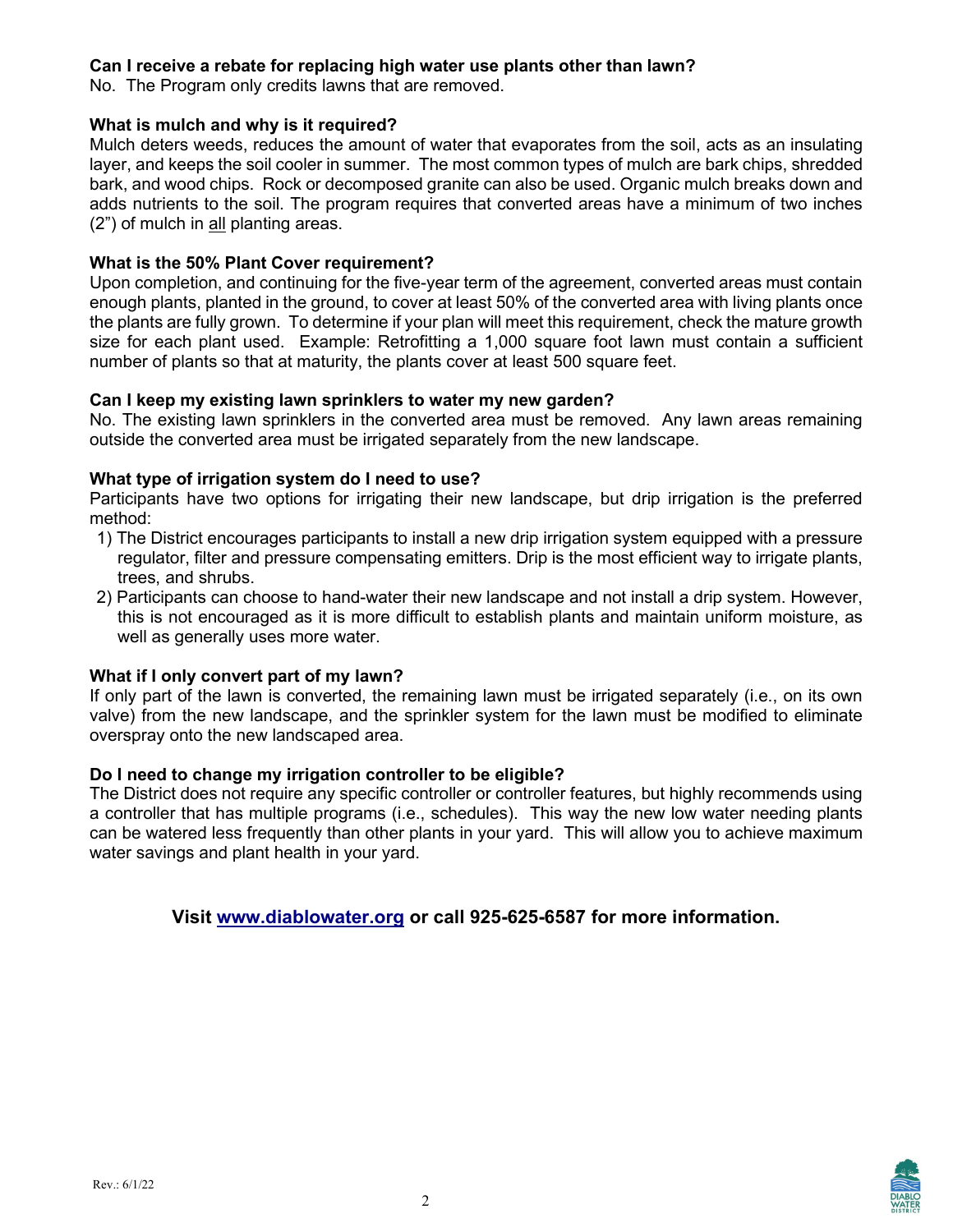**Can I receive a rebate for replacing high water use plants other than lawn?**
No. The Program only credits lawns that are removed.

**What is mulch and why is it required?**
Mulch deters weeds, reduces the amount of water that evaporates from the soil, acts as an insulating layer, and keeps the soil cooler in summer. The most common types of mulch are bark chips, shredded bark, and wood chips. Rock or decomposed granite can also be used. Organic mulch breaks down and adds nutrients to the soil. The program requires that converted areas have a minimum of two inches (2") of mulch in all planting areas.

**What is the 50% Plant Cover requirement?**
Upon completion, and continuing for the five-year term of the agreement, converted areas must contain enough plants, planted in the ground, to cover at least 50% of the converted area with living plants once the plants are fully grown. To determine if your plan will meet this requirement, check the mature growth size for each plant used. Example: Retrofitting a 1,000 square foot lawn must contain a sufficient number of plants so that at maturity, the plants cover at least 500 square feet.

**Can I keep my existing lawn sprinklers to water my new garden?**
No. The existing lawn sprinklers in the converted area must be removed. Any lawn areas remaining outside the converted area must be irrigated separately from the new landscape.

**What type of irrigation system do I need to use?**
Participants have two options for irrigating their new landscape, but drip irrigation is the preferred method:

1) The District encourages participants to install a new drip irrigation system equipped with a pressure regulator, filter and pressure compensating emitters. Drip is the most efficient way to irrigate plants, trees, and shrubs.
2) Participants can choose to hand-water their new landscape and not install a drip system. However, this is not encouraged as it is more difficult to establish plants and maintain uniform moisture, as well as generally uses more water.

**What if I only convert part of my lawn?**
If only part of the lawn is converted, the remaining lawn must be irrigated separately (i.e., on its own valve) from the new landscape, and the sprinkler system for the lawn must be modified to eliminate overspray onto the new landscaped area.

**Do I need to change my irrigation controller to be eligible?**
The District does not require any specific controller or controller features, but highly recommends using a controller that has multiple programs (i.e., schedules). This way the new low water needing plants can be watered less frequently than other plants in your yard. This will allow you to achieve maximum water savings and plant health in your yard.

**Visit [www.diablowater.org](http://www.diablowater.org) or call 925-625-6587 for more information.**

Rev.: 6/1/22